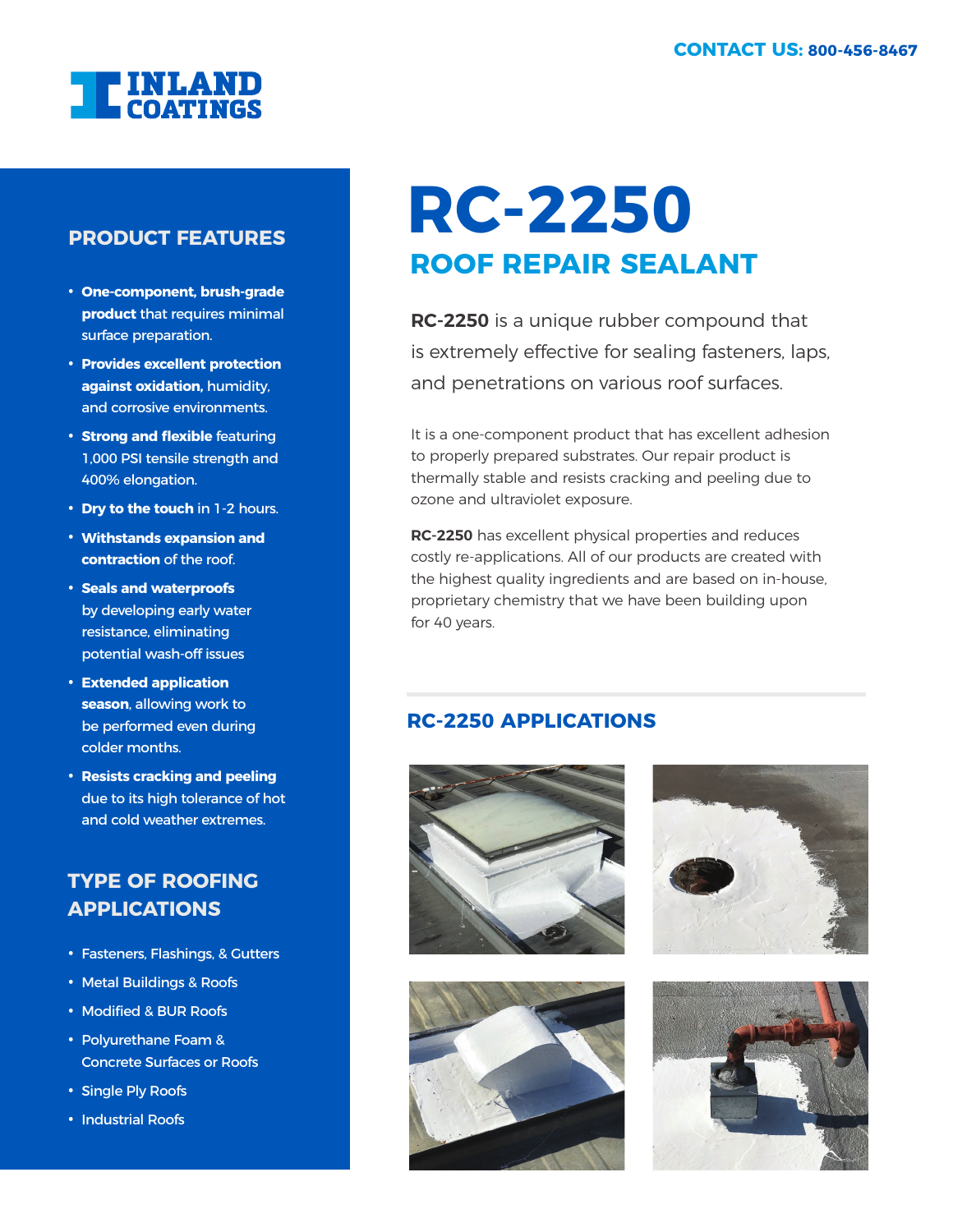CONTACT US: 800-456-8467

INLAND COATINGS

# RC-2250

## ROOF REPAIR SEALANT

**RC-2250** is a unique rubber compound that is extremely effective for sealing fasteners, laps, and penetrations on various roof surfaces.

It is a one-component product that has excellent adhesion to properly prepared substrates. Our repair product is thermally stable and resists cracking and peeling due to ozone and ultraviolet exposure.

**RC-2250** has excellent physical properties and reduces costly re-applications. All of our products are created with the highest quality ingredients and are based on in-house, proprietary chemistry that we have been building upon for 40 years.

## PRODUCT FEATURES

- **One-component, brush-grade product** that requires minimal surface preparation.
- **Provides excellent protection against oxidation,** humidity, and corrosive environments.
- **Strong and flexible** featuring 1,000 PSI tensile strength and 400% elongation.
- **Dry to the touch** in 1-2 hours.
- **Withstands expansion and contraction** of the roof.
- **Seals and waterproofs** by developing early water resistance, eliminating potential wash-off issues
- **Extended application season**, allowing work to be performed even during colder months.
- **Resists cracking and peeling** due to its high tolerance of hot and cold weather extremes.

## TYPE OF ROOFING APPLICATIONS

- Fasteners, Flashings, & Gutters
- Metal Buildings & Roofs
- Modified & BUR Roofs
- Polyurethane Foam & Concrete Surfaces or Roofs
- Single Ply Roofs
- Industrial Roofs

## RC-2250 APPLICATIONS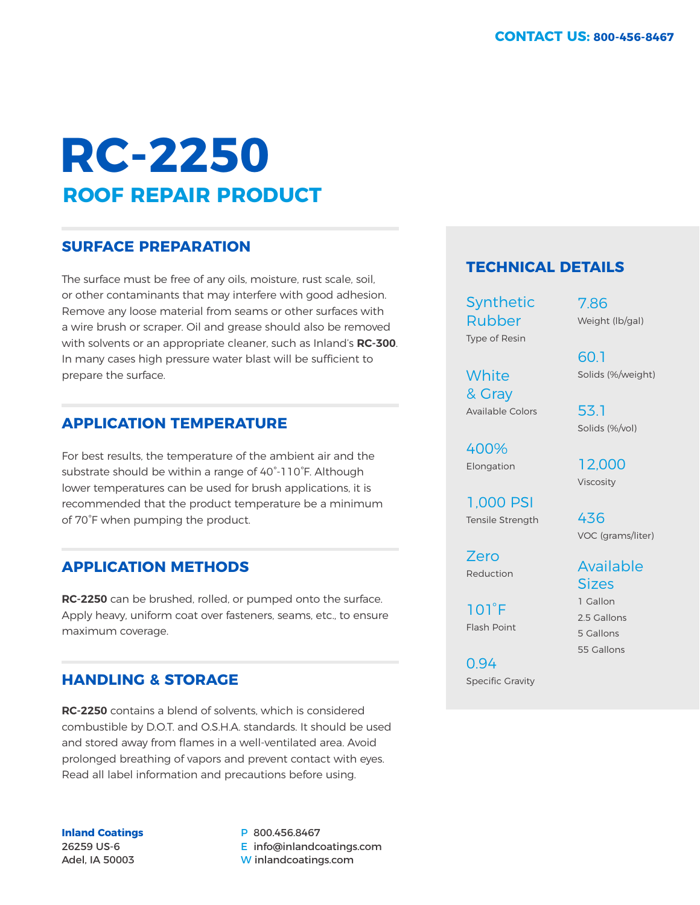CONTACT US: 800-456-8467

# RC-2250

## ROOF REPAIR PRODUCT

### SURFACE PREPARATION

The surface must be free of any oils, moisture, rust scale, soil, or other contaminants that may interfere with good adhesion. Remove any loose material from seams or other surfaces with a wire brush or scraper. Oil and grease should also be removed with solvents or an appropriate cleaner, such as Inland's **RC-300**. In many cases high pressure water blast will be sufficient to prepare the surface.

### APPLICATION TEMPERATURE

For best results, the temperature of the ambient air and the substrate should be within a range of 40˚-110˚F. Although lower temperatures can be used for brush applications, it is recommended that the product temperature be a minimum of 70˚F when pumping the product.

### APPLICATION METHODS

**RC-2250** can be brushed, rolled, or pumped onto the surface. Apply heavy, uniform coat over fasteners, seams, etc., to ensure maximum coverage.

### HANDLING & STORAGE

**RC-2250** contains a blend of solvents, which is considered combustible by D.O.T. and O.S.H.A. standards. It should be used and stored away from flames in a well-ventilated area. Avoid prolonged breathing of vapors and prevent contact with eyes. Read all label information and precautions before using.

### TECHNICAL DETAILS

Synthetic Rubber
Type of Resin

White & Gray
Available Colors

400%
Elongation

1,000 PSI
Tensile Strength

Zero
Reduction

101˚F
Flash Point

0.94
Specific Gravity

7.86
Weight (lb/gal)

60.1
Solids (%/weight)

53.1
Solids (%/vol)

12,000
Viscosity

436
VOC (grams/liter)

Available Sizes
- 1 Gallon
- 2.5 Gallons
- 5 Gallons
- 55 Gallons

**Inland Coatings**
26259 US-6
Adel, IA 50003

P 800.456.8467
E info@inlandcoatings.com
W inlandcoatings.com